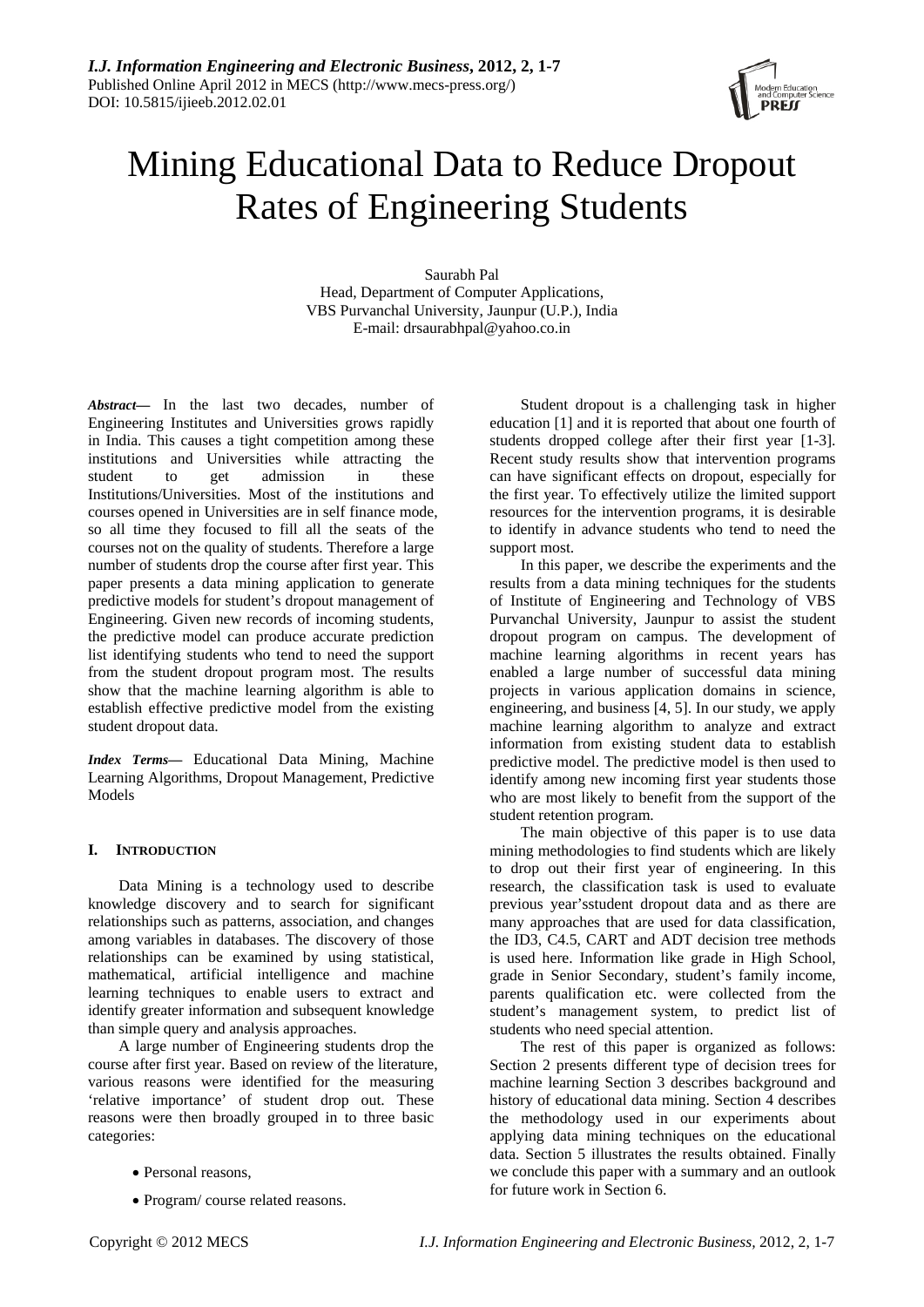# Mining Educational Data to Reduce Dropout Rates of Engineering Students

Saurabh Pal
Head, Department of Computer Applications,
VBS Purvanchal University, Jaunpur (U.P.), India
E-mail: drsaurabhpal@yahoo.co.in

***Abstract*— In the last two decades, number of Engineering Institutes and Universities grows rapidly in India. This causes a tight competition among these institutions and Universities while attracting the student to get admission in these Institutions/Universities. Most of the institutions and courses opened in Universities are in self finance mode, so all time they focused to fill all the seats of the courses not on the quality of students. Therefore a large number of students drop the course after first year. This paper presents a data mining application to generate predictive models for student's dropout management of Engineering. Given new records of incoming students, the predictive model can produce accurate prediction list identifying students who tend to need the support from the student dropout program most. The results show that the machine learning algorithm is able to establish effective predictive model from the existing student dropout data.

***Index Terms*— Educational Data Mining, Machine Learning Algorithms, Dropout Management, Predictive Models

## I. INTRODUCTION

Data Mining is a technology used to describe knowledge discovery and to search for significant relationships such as patterns, association, and changes among variables in databases. The discovery of those relationships can be examined by using statistical, mathematical, artificial intelligence and machine learning techniques to enable users to extract and identify greater information and subsequent knowledge than simple query and analysis approaches.

A large number of Engineering students drop the course after first year. Based on review of the literature, various reasons were identified for the measuring 'relative importance' of student drop out. These reasons were then broadly grouped in to three basic categories:

- Personal reasons,
- Program/ course related reasons.

Student dropout is a challenging task in higher education [1] and it is reported that about one fourth of students dropped college after their first year [1-3]. Recent study results show that intervention programs can have significant effects on dropout, especially for the first year. To effectively utilize the limited support resources for the intervention programs, it is desirable to identify in advance students who tend to need the support most.

In this paper, we describe the experiments and the results from a data mining techniques for the students of Institute of Engineering and Technology of VBS Purvanchal University, Jaunpur to assist the student dropout program on campus. The development of machine learning algorithms in recent years has enabled a large number of successful data mining projects in various application domains in science, engineering, and business [4, 5]. In our study, we apply machine learning algorithm to analyze and extract information from existing student data to establish predictive model. The predictive model is then used to identify among new incoming first year students those who are most likely to benefit from the support of the student retention program.

The main objective of this paper is to use data mining methodologies to find students which are likely to drop out their first year of engineering. In this research, the classification task is used to evaluate previous year'sstudent dropout data and as there are many approaches that are used for data classification, the ID3, C4.5, CART and ADT decision tree methods is used here. Information like grade in High School, grade in Senior Secondary, student's family income, parents qualification etc. were collected from the student's management system, to predict list of students who need special attention.

The rest of this paper is organized as follows: Section 2 presents different type of decision trees for machine learning Section 3 describes background and history of educational data mining. Section 4 describes the methodology used in our experiments about applying data mining techniques on the educational data. Section 5 illustrates the results obtained. Finally we conclude this paper with a summary and an outlook for future work in Section 6.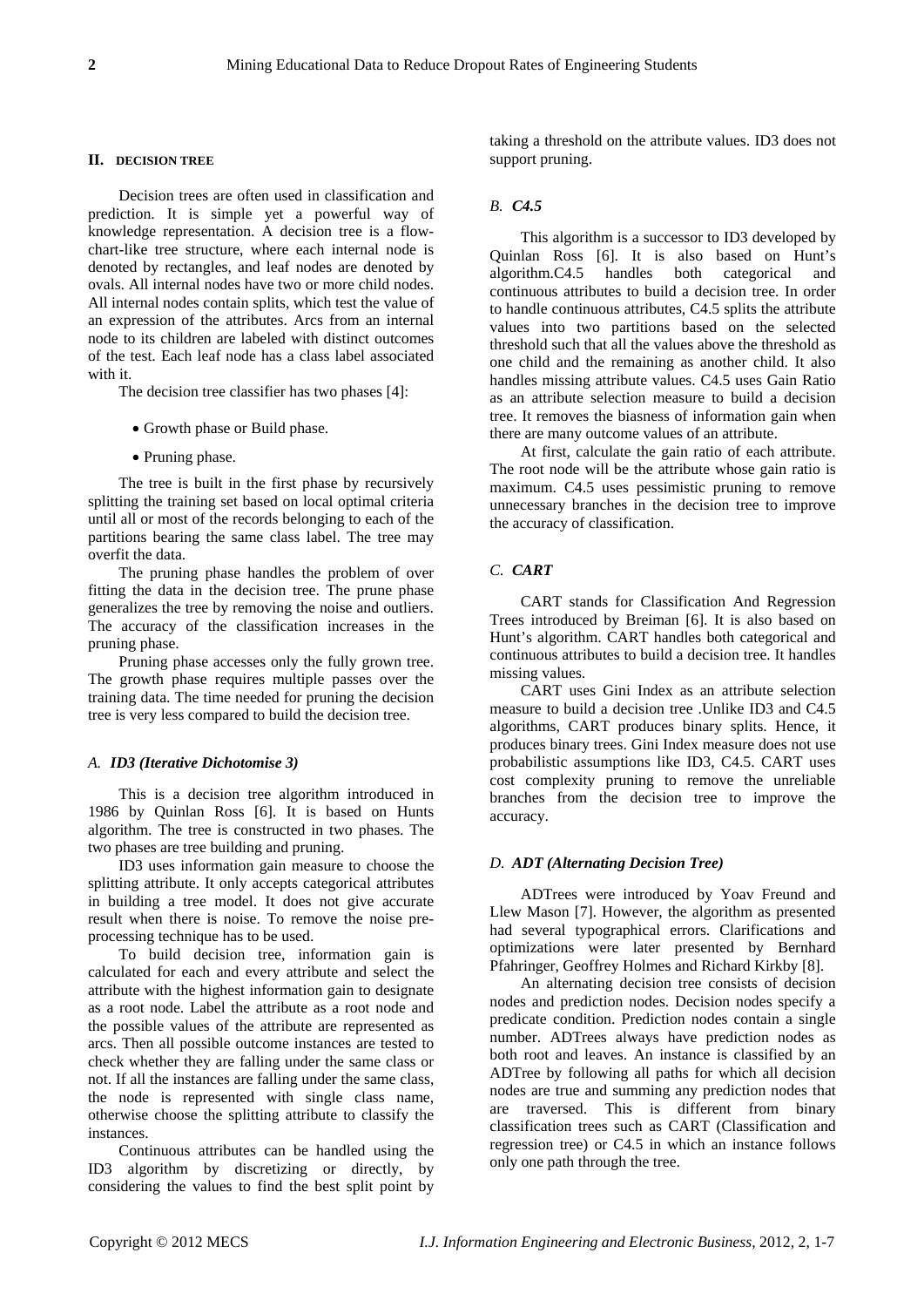## II. DECISION TREE

Decision trees are often used in classification and prediction. It is simple yet a powerful way of knowledge representation. A decision tree is a flow-chart-like tree structure, where each internal node is denoted by rectangles, and leaf nodes are denoted by ovals. All internal nodes have two or more child nodes. All internal nodes contain splits, which test the value of an expression of the attributes. Arcs from an internal node to its children are labeled with distinct outcomes of the test. Each leaf node has a class label associated with it.

The decision tree classifier has two phases [4]:

- Growth phase or Build phase.
- Pruning phase.

The tree is built in the first phase by recursively splitting the training set based on local optimal criteria until all or most of the records belonging to each of the partitions bearing the same class label. The tree may overfit the data.

The pruning phase handles the problem of over fitting the data in the decision tree. The prune phase generalizes the tree by removing the noise and outliers. The accuracy of the classification increases in the pruning phase.

Pruning phase accesses only the fully grown tree. The growth phase requires multiple passes over the training data. The time needed for pruning the decision tree is very less compared to build the decision tree.

### *A. ID3 (Iterative Dichotomise 3)*

This is a decision tree algorithm introduced in 1986 by Quinlan Ross [6]. It is based on Hunts algorithm. The tree is constructed in two phases. The two phases are tree building and pruning.

ID3 uses information gain measure to choose the splitting attribute. It only accepts categorical attributes in building a tree model. It does not give accurate result when there is noise. To remove the noise pre-processing technique has to be used.

To build decision tree, information gain is calculated for each and every attribute and select the attribute with the highest information gain to designate as a root node. Label the attribute as a root node and the possible values of the attribute are represented as arcs. Then all possible outcome instances are tested to check whether they are falling under the same class or not. If all the instances are falling under the same class, the node is represented with single class name, otherwise choose the splitting attribute to classify the instances.

Continuous attributes can be handled using the ID3 algorithm by discretizing or directly, by considering the values to find the best split point by taking a threshold on the attribute values. ID3 does not support pruning.

### *B. C4.5*

This algorithm is a successor to ID3 developed by Quinlan Ross [6]. It is also based on Hunt's algorithm.C4.5 handles both categorical and continuous attributes to build a decision tree. In order to handle continuous attributes, C4.5 splits the attribute values into two partitions based on the selected threshold such that all the values above the threshold as one child and the remaining as another child. It also handles missing attribute values. C4.5 uses Gain Ratio as an attribute selection measure to build a decision tree. It removes the biasness of information gain when there are many outcome values of an attribute.

At first, calculate the gain ratio of each attribute. The root node will be the attribute whose gain ratio is maximum. C4.5 uses pessimistic pruning to remove unnecessary branches in the decision tree to improve the accuracy of classification.

### *C. CART*

CART stands for Classification And Regression Trees introduced by Breiman [6]. It is also based on Hunt's algorithm. CART handles both categorical and continuous attributes to build a decision tree. It handles missing values.

CART uses Gini Index as an attribute selection measure to build a decision tree .Unlike ID3 and C4.5 algorithms, CART produces binary splits. Hence, it produces binary trees. Gini Index measure does not use probabilistic assumptions like ID3, C4.5. CART uses cost complexity pruning to remove the unreliable branches from the decision tree to improve the accuracy.

### *D. ADT (Alternating Decision Tree)*

ADTrees were introduced by Yoav Freund and Llew Mason [7]. However, the algorithm as presented had several typographical errors. Clarifications and optimizations were later presented by Bernhard Pfahringer, Geoffrey Holmes and Richard Kirkby [8].

An alternating decision tree consists of decision nodes and prediction nodes. Decision nodes specify a predicate condition. Prediction nodes contain a single number. ADTrees always have prediction nodes as both root and leaves. An instance is classified by an ADTree by following all paths for which all decision nodes are true and summing any prediction nodes that are traversed. This is different from binary classification trees such as CART (Classification and regression tree) or C4.5 in which an instance follows only one path through the tree.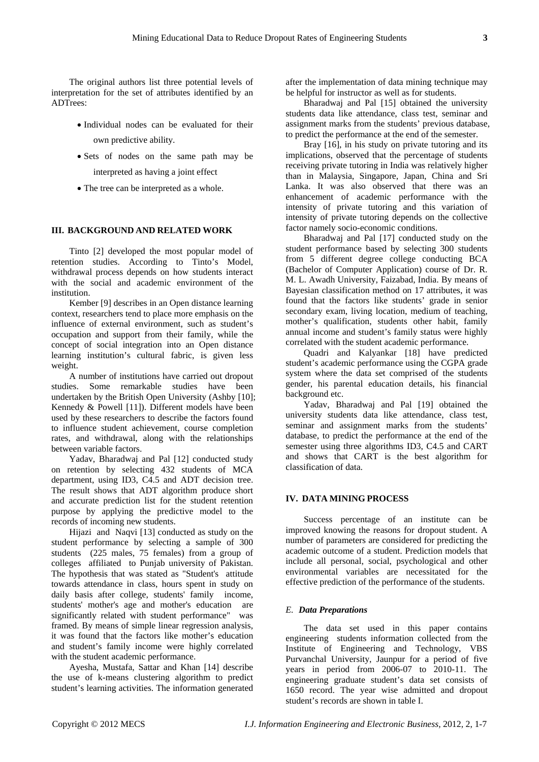The original authors list three potential levels of interpretation for the set of attributes identified by an ADTrees:

- Individual nodes can be evaluated for their own predictive ability.
- Sets of nodes on the same path may be interpreted as having a joint effect
- The tree can be interpreted as a whole.

## III. BACKGROUND AND RELATED WORK

Tinto [2] developed the most popular model of retention studies. According to Tinto's Model, withdrawal process depends on how students interact with the social and academic environment of the institution.

Kember [9] describes in an Open distance learning context, researchers tend to place more emphasis on the influence of external environment, such as student's occupation and support from their family, while the concept of social integration into an Open distance learning institution's cultural fabric, is given less weight.

A number of institutions have carried out dropout studies. Some remarkable studies have been undertaken by the British Open University (Ashby [10]; Kennedy & Powell [11]). Different models have been used by these researchers to describe the factors found to influence student achievement, course completion rates, and withdrawal, along with the relationships between variable factors.

Yadav, Bharadwaj and Pal [12] conducted study on retention by selecting 432 students of MCA department, using ID3, C4.5 and ADT decision tree. The result shows that ADT algorithm produce short and accurate prediction list for the student retention purpose by applying the predictive model to the records of incoming new students.

Hijazi and Naqvi [13] conducted as study on the student performance by selecting a sample of 300 students (225 males, 75 females) from a group of colleges affiliated to Punjab university of Pakistan. The hypothesis that was stated as "Student's attitude towards attendance in class, hours spent in study on daily basis after college, students' family income, students' mother's age and mother's education are significantly related with student performance" was framed. By means of simple linear regression analysis, it was found that the factors like mother's education and student's family income were highly correlated with the student academic performance.

Ayesha, Mustafa, Sattar and Khan [14] describe the use of k-means clustering algorithm to predict student's learning activities. The information generated after the implementation of data mining technique may be helpful for instructor as well as for students.

Bharadwaj and Pal [15] obtained the university students data like attendance, class test, seminar and assignment marks from the students' previous database, to predict the performance at the end of the semester.

Bray [16], in his study on private tutoring and its implications, observed that the percentage of students receiving private tutoring in India was relatively higher than in Malaysia, Singapore, Japan, China and Sri Lanka. It was also observed that there was an enhancement of academic performance with the intensity of private tutoring and this variation of intensity of private tutoring depends on the collective factor namely socio-economic conditions.

Bharadwaj and Pal [17] conducted study on the student performance based by selecting 300 students from 5 different degree college conducting BCA (Bachelor of Computer Application) course of Dr. R. M. L. Awadh University, Faizabad, India. By means of Bayesian classification method on 17 attributes, it was found that the factors like students' grade in senior secondary exam, living location, medium of teaching, mother's qualification, students other habit, family annual income and student's family status were highly correlated with the student academic performance.

Quadri and Kalyankar [18] have predicted student's academic performance using the CGPA grade system where the data set comprised of the students gender, his parental education details, his financial background etc.

Yadav, Bharadwaj and Pal [19] obtained the university students data like attendance, class test, seminar and assignment marks from the students' database, to predict the performance at the end of the semester using three algorithms ID3, C4.5 and CART and shows that CART is the best algorithm for classification of data.

## IV. DATA MINING PROCESS

Success percentage of an institute can be improved knowing the reasons for dropout student. A number of parameters are considered for predicting the academic outcome of a student. Prediction models that include all personal, social, psychological and other environmental variables are necessitated for the effective prediction of the performance of the students.

### *E. Data Preparations*

The data set used in this paper contains engineering students information collected from the Institute of Engineering and Technology, VBS Purvanchal University, Jaunpur for a period of five years in period from 2006-07 to 2010-11. The engineering graduate student's data set consists of 1650 record. The year wise admitted and dropout student's records are shown in table I.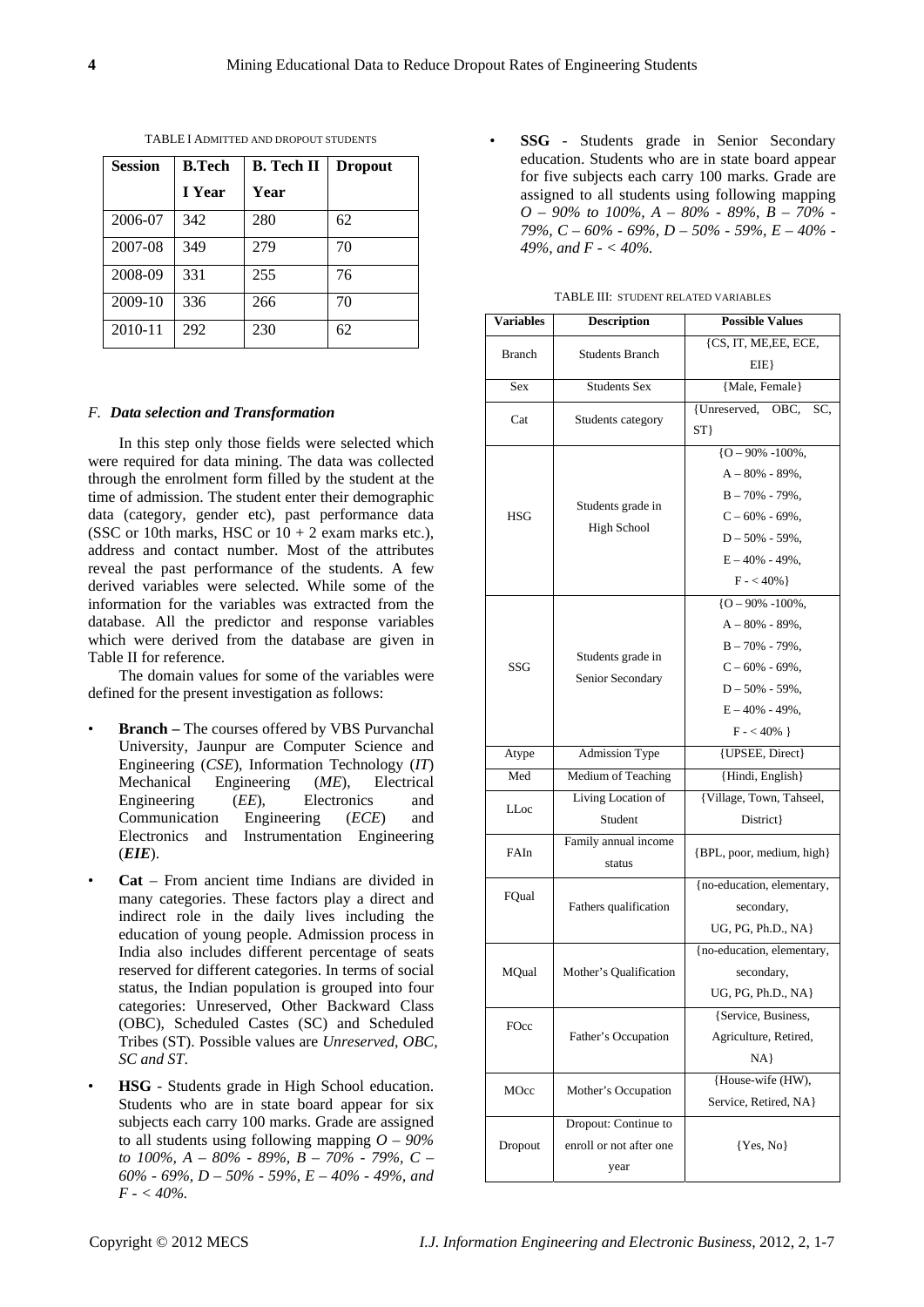TABLE I ADMITTED AND DROPOUT STUDENTS

| Session | B.Tech I Year | B. Tech II Year | Dropout |
|---|---|---|---|
| 2006-07 | 342 | 280 | 62 |
| 2007-08 | 349 | 279 | 70 |
| 2008-09 | 331 | 255 | 76 |
| 2009-10 | 336 | 266 | 70 |
| 2010-11 | 292 | 230 | 62 |

### *F. Data selection and Transformation*

In this step only those fields were selected which were required for data mining. The data was collected through the enrolment form filled by the student at the time of admission. The student enter their demographic data (category, gender etc), past performance data (SSC or 10th marks, HSC or 10 + 2 exam marks etc.), address and contact number. Most of the attributes reveal the past performance of the students. A few derived variables were selected. While some of the information for the variables was extracted from the database. All the predictor and response variables which were derived from the database are given in Table II for reference.

The domain values for some of the variables were defined for the present investigation as follows:

- **Branch –** The courses offered by VBS Purvanchal University, Jaunpur are Computer Science and Engineering (*CSE*), Information Technology (*IT*) Mechanical Engineering (*ME*), Electrical Engineering (*EE*), Electronics and Communication Engineering (*ECE*) and Electronics and Instrumentation Engineering (***EIE***).
- **Cat** – From ancient time Indians are divided in many categories. These factors play a direct and indirect role in the daily lives including the education of young people. Admission process in India also includes different percentage of seats reserved for different categories. In terms of social status, the Indian population is grouped into four categories: Unreserved, Other Backward Class (OBC), Scheduled Castes (SC) and Scheduled Tribes (ST). Possible values are *Unreserved, OBC, SC and ST*.
- **HSG** - Students grade in High School education. Students who are in state board appear for six subjects each carry 100 marks. Grade are assigned to all students using following mapping *O – 90% to 100%, A – 80% - 89%, B – 70% - 79%, C – 60% - 69%, D – 50% - 59%, E – 40% - 49%, and F - < 40%.*
- **SSG** - Students grade in Senior Secondary education. Students who are in state board appear for five subjects each carry 100 marks. Grade are assigned to all students using following mapping *O – 90% to 100%, A – 80% - 89%, B – 70% - 79%, C – 60% - 69%, D – 50% - 59%, E – 40% - 49%, and F - < 40%.*

TABLE III: STUDENT RELATED VARIABLES

| Variables | Description | Possible Values |
|---|---|---|
| Branch | Students Branch | {CS, IT, ME,EE, ECE, EIE} |
| Sex | Students Sex | {Male, Female} |
| Cat | Students category | {Unreserved, OBC, SC, ST} |
| HSG | Students grade in High School | {O – 90% -100%, A – 80% - 89%, B – 70% - 79%, C – 60% - 69%, D – 50% - 59%, E – 40% - 49%, F - < 40%} |
| SSG | Students grade in Senior Secondary | {O – 90% -100%, A – 80% - 89%, B – 70% - 79%, C – 60% - 69%, D – 50% - 59%, E – 40% - 49%, F - < 40% } |
| Atype | Admission Type | {UPSEE, Direct} |
| Med | Medium of Teaching | {Hindi, English} |
| LLoc | Living Location of Student | {Village, Town, Tahseel, District} |
| FAIn | Family annual income status | {BPL, poor, medium, high} |
| FQual | Fathers qualification | {no-education, elementary, secondary, UG, PG, Ph.D., NA} |
| MQual | Mother's Qualification | {no-education, elementary, secondary, UG, PG, Ph.D., NA} |
| FOcc | Father's Occupation | {Service, Business, Agriculture, Retired, NA} |
| MOcc | Mother's Occupation | {House-wife (HW), Service, Retired, NA} |
| Dropout | Dropout: Continue to enroll or not after one year | {Yes, No} |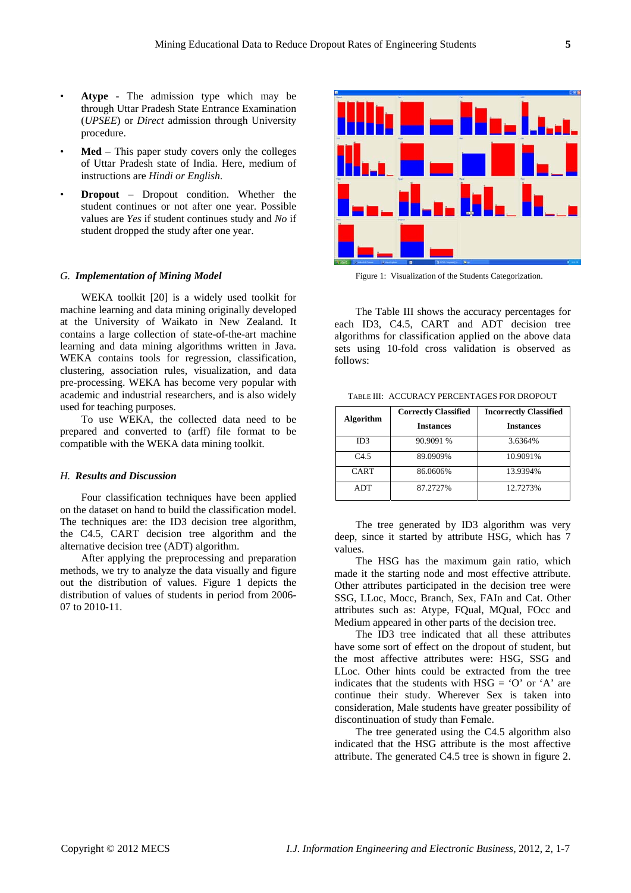- **Atype** - The admission type which may be through Uttar Pradesh State Entrance Examination (*UPSEE*) or *Direct* admission through University procedure.
- **Med** – This paper study covers only the colleges of Uttar Pradesh state of India. Here, medium of instructions are *Hindi or English*.
- **Dropout** – Dropout condition. Whether the student continues or not after one year. Possible values are *Yes* if student continues study and *No* if student dropped the study after one year.

### *G. Implementation of Mining Model*

WEKA toolkit [20] is a widely used toolkit for machine learning and data mining originally developed at the University of Waikato in New Zealand. It contains a large collection of state-of-the-art machine learning and data mining algorithms written in Java. WEKA contains tools for regression, classification, clustering, association rules, visualization, and data pre-processing. WEKA has become very popular with academic and industrial researchers, and is also widely used for teaching purposes.

To use WEKA, the collected data need to be prepared and converted to (arff) file format to be compatible with the WEKA data mining toolkit.

### *H. Results and Discussion*

Four classification techniques have been applied on the dataset on hand to build the classification model. The techniques are: the ID3 decision tree algorithm, the C4.5, CART decision tree algorithm and the alternative decision tree (ADT) algorithm.

After applying the preprocessing and preparation methods, we try to analyze the data visually and figure out the distribution of values. Figure 1 depicts the distribution of values of students in period from 2006-07 to 2010-11.

Figure 1: Visualization of the Students Categorization.

The Table III shows the accuracy percentages for each ID3, C4.5, CART and ADT decision tree algorithms for classification applied on the above data sets using 10-fold cross validation is observed as follows:

TABLE III: ACCURACY PERCENTAGES FOR DROPOUT

| Algorithm | Correctly Classified Instances | Incorrectly Classified Instances |
|---|---|---|
| ID3 | 90.9091 % | 3.6364% |
| C4.5 | 89.0909% | 10.9091% |
| CART | 86.0606% | 13.9394% |
| ADT | 87.2727% | 12.7273% |

The tree generated by ID3 algorithm was very deep, since it started by attribute HSG, which has 7 values.

The HSG has the maximum gain ratio, which made it the starting node and most effective attribute. Other attributes participated in the decision tree were SSG, LLoc, Mocc, Branch, Sex, FAIn and Cat. Other attributes such as: Atype, FQual, MQual, FOcc and Medium appeared in other parts of the decision tree.

The ID3 tree indicated that all these attributes have some sort of effect on the dropout of student, but the most affective attributes were: HSG, SSG and LLoc. Other hints could be extracted from the tree indicates that the students with HSG = 'O' or 'A' are continue their study. Wherever Sex is taken into consideration, Male students have greater possibility of discontinuation of study than Female.

The tree generated using the C4.5 algorithm also indicated that the HSG attribute is the most affective attribute. The generated C4.5 tree is shown in figure 2.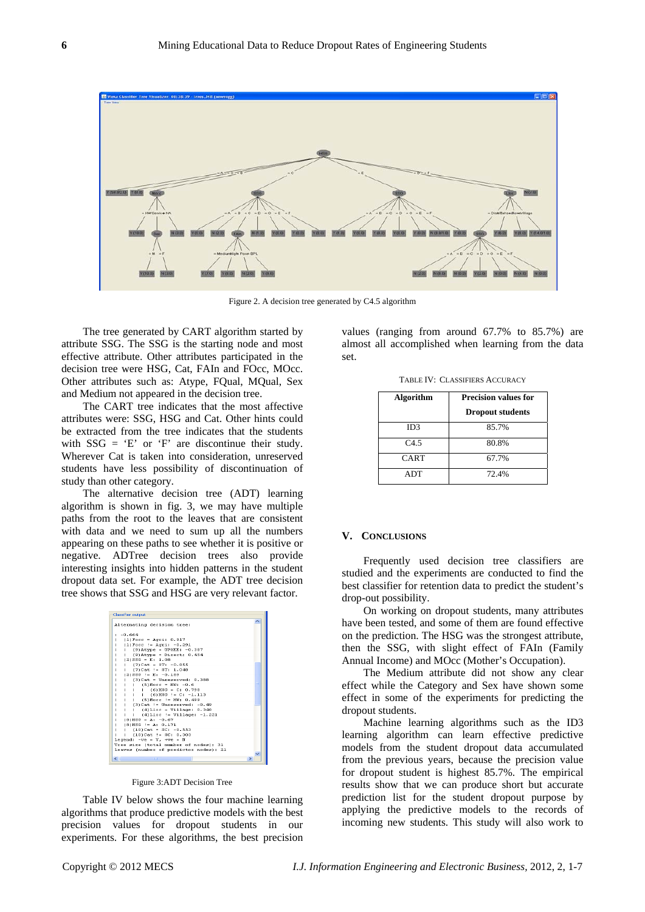Figure 2. A decision tree generated by C4.5 algorithm

The tree generated by CART algorithm started by attribute SSG. The SSG is the starting node and most effective attribute. Other attributes participated in the decision tree were HSG, Cat, FAIn and FOcc, MOcc. Other attributes such as: Atype, FQual, MQual, Sex and Medium not appeared in the decision tree.

The CART tree indicates that the most affective attributes were: SSG, HSG and Cat. Other hints could be extracted from the tree indicates that the students with SSG = 'E' or 'F' are discontinue their study. Wherever Cat is taken into consideration, unreserved students have less possibility of discontinuation of study than other category.

The alternative decision tree (ADT) learning algorithm is shown in fig. 3, we may have multiple paths from the root to the leaves that are consistent with data and we need to sum up all the numbers appearing on these paths to see whether it is positive or negative. ADTree decision trees also provide interesting insights into hidden patterns in the student dropout data set. For example, the ADT tree decision tree shows that SSG and HSG are very relevant factor.

Figure 3:ADT Decision Tree

Table IV below shows the four machine learning algorithms that produce predictive models with the best precision values for dropout students in our experiments. For these algorithms, the best precision values (ranging from around 67.7% to 85.7%) are almost all accomplished when learning from the data set.

TABLE IV: CLASSIFIERS ACCURACY

| Algorithm | Precision values for Dropout students |
|---|---|
| ID3 | 85.7% |
| C4.5 | 80.8% |
| CART | 67.7% |
| ADT | 72.4% |

## V. CONCLUSIONS

Frequently used decision tree classifiers are studied and the experiments are conducted to find the best classifier for retention data to predict the student's drop-out possibility.

On working on dropout students, many attributes have been tested, and some of them are found effective on the prediction. The HSG was the strongest attribute, then the SSG, with slight effect of FAIn (Family Annual Income) and MOcc (Mother's Occupation).

The Medium attribute did not show any clear effect while the Category and Sex have shown some effect in some of the experiments for predicting the dropout students.

Machine learning algorithms such as the ID3 learning algorithm can learn effective predictive models from the student dropout data accumulated from the previous years, because the precision value for dropout student is highest 85.7%. The empirical results show that we can produce short but accurate prediction list for the student dropout purpose by applying the predictive models to the records of incoming new students. This study will also work to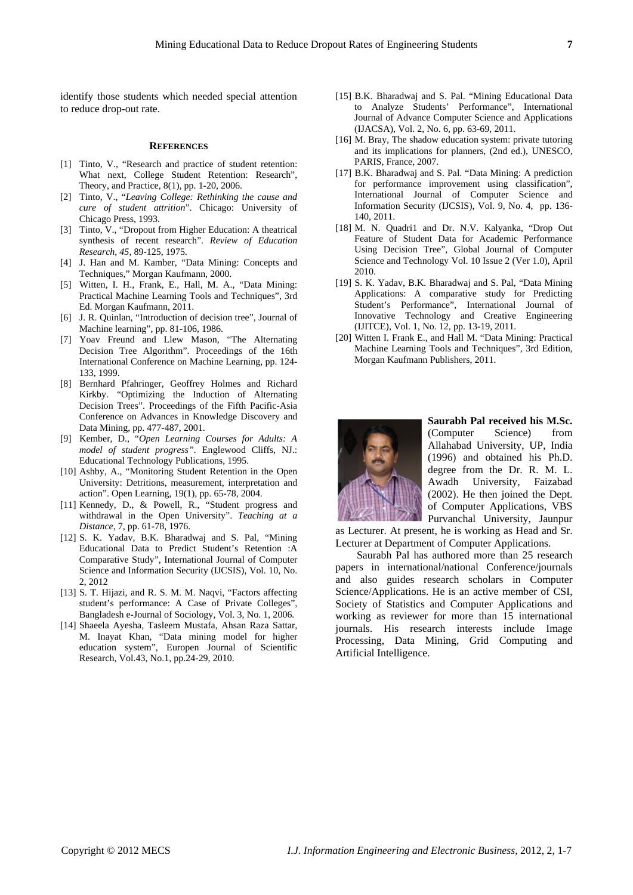identify those students which needed special attention to reduce drop-out rate.

## REFERENCES

[1] Tinto, V., "Research and practice of student retention: What next, College Student Retention: Research", Theory, and Practice, 8(1), pp. 1-20, 2006.

[2] Tinto, V., "*Leaving College: Rethinking the cause and cure of student attrition*". Chicago: University of Chicago Press, 1993.

[3] Tinto, V., "Dropout from Higher Education: A theatrical synthesis of recent research". *Review of Education Research, 45*, 89-125, 1975.

[4] J. Han and M. Kamber, "Data Mining: Concepts and Techniques," Morgan Kaufmann, 2000.

[5] Witten, I. H., Frank, E., Hall, M. A., "Data Mining: Practical Machine Learning Tools and Techniques", 3rd Ed. Morgan Kaufmann, 2011.

[6] J. R. Quinlan, "Introduction of decision tree", Journal of Machine learning", pp. 81-106, 1986.

[7] Yoav Freund and Llew Mason, "The Alternating Decision Tree Algorithm". Proceedings of the 16th International Conference on Machine Learning, pp. 124-133, 1999.

[8] Bernhard Pfahringer, Geoffrey Holmes and Richard Kirkby. "Optimizing the Induction of Alternating Decision Trees". Proceedings of the Fifth Pacific-Asia Conference on Advances in Knowledge Discovery and Data Mining, pp. 477-487, 2001.

[9] Kember, D., "*Open Learning Courses for Adults: A model of student progress"*. Englewood Cliffs, NJ.: Educational Technology Publications, 1995.

[10] Ashby, A., "Monitoring Student Retention in the Open University: Detritions, measurement, interpretation and action". Open Learning, 19(1), pp. 65-78, 2004.

[11] Kennedy, D., & Powell, R., "Student progress and withdrawal in the Open University". *Teaching at a Distance*, 7, pp. 61-78, 1976.

[12] S. K. Yadav, B.K. Bharadwaj and S. Pal, "Mining Educational Data to Predict Student's Retention :A Comparative Study", International Journal of Computer Science and Information Security (IJCSIS), Vol. 10, No. 2, 2012

[13] S. T. Hijazi, and R. S. M. M. Naqvi, "Factors affecting student's performance: A Case of Private Colleges", Bangladesh e-Journal of Sociology, Vol. 3, No. 1, 2006.

[14] Shaeela Ayesha, Tasleem Mustafa, Ahsan Raza Sattar, M. Inayat Khan, "Data mining model for higher education system", Europen Journal of Scientific Research, Vol.43, No.1, pp.24-29, 2010.

[15] B.K. Bharadwaj and S. Pal. "Mining Educational Data to Analyze Students' Performance", International Journal of Advance Computer Science and Applications (IJACSA), Vol. 2, No. 6, pp. 63-69, 2011.

[16] M. Bray, The shadow education system: private tutoring and its implications for planners, (2nd ed.), UNESCO, PARIS, France, 2007.

[17] B.K. Bharadwaj and S. Pal. "Data Mining: A prediction for performance improvement using classification", International Journal of Computer Science and Information Security (IJCSIS), Vol. 9, No. 4, pp. 136-140, 2011.

[18] M. N. Quadri1 and Dr. N.V. Kalyanka, "Drop Out Feature of Student Data for Academic Performance Using Decision Tree", Global Journal of Computer Science and Technology Vol. 10 Issue 2 (Ver 1.0), April 2010.

[19] S. K. Yadav, B.K. Bharadwaj and S. Pal, "Data Mining Applications: A comparative study for Predicting Student's Performance", International Journal of Innovative Technology and Creative Engineering (IJITCE), Vol. 1, No. 12, pp. 13-19, 2011.

[20] Witten I. Frank E., and Hall M. "Data Mining: Practical Machine Learning Tools and Techniques", 3rd Edition, Morgan Kaufmann Publishers, 2011.

**Saurabh Pal received his M.Sc.** (Computer Science) from Allahabad University, UP, India (1996) and obtained his Ph.D. degree from the Dr. R. M. L. Awadh University, Faizabad (2002). He then joined the Dept. of Computer Applications, VBS Purvanchal University, Jaunpur as Lecturer. At present, he is working as Head and Sr. Lecturer at Department of Computer Applications.

Saurabh Pal has authored more than 25 research papers in international/national Conference/journals and also guides research scholars in Computer Science/Applications. He is an active member of CSI, Society of Statistics and Computer Applications and working as reviewer for more than 15 international journals. His research interests include Image Processing, Data Mining, Grid Computing and Artificial Intelligence.